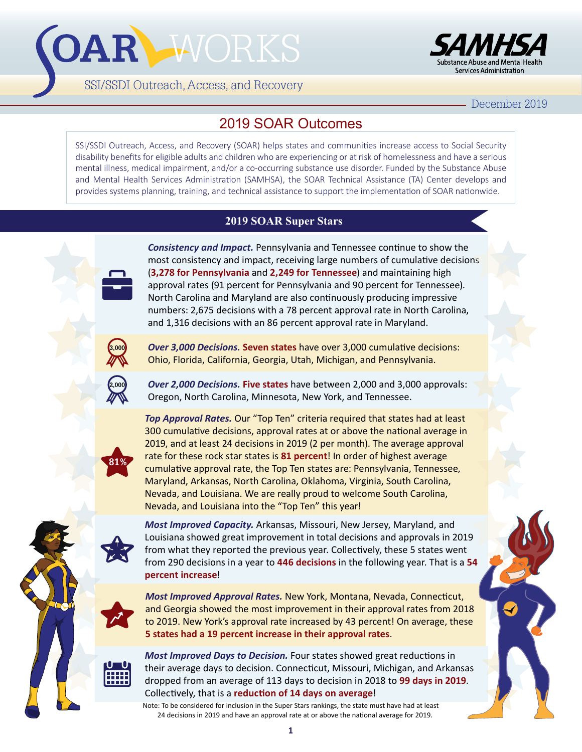# SOAR WORKS

SSI/SSDI Outreach, Access, and Recovery

SAMHSA
Substance Abuse and Mental Health Services Administration

December 2019

## 2019 SOAR Outcomes

SSI/SSDI Outreach, Access, and Recovery (SOAR) helps states and communities increase access to Social Security disability benefits for eligible adults and children who are experiencing or at risk of homelessness and have a serious mental illness, medical impairment, and/or a co-occurring substance use disorder. Funded by the Substance Abuse and Mental Health Services Administration (SAMHSA), the SOAR Technical Assistance (TA) Center develops and provides systems planning, training, and technical assistance to support the implementation of SOAR nationwide.

## 2019 SOAR Super Stars

***Consistency and Impact.*** Pennsylvania and Tennessee continue to show the most consistency and impact, receiving large numbers of cumulative decisions (**3,278 for Pennsylvania** and **2,249 for Tennessee**) and maintaining high approval rates (91 percent for Pennsylvania and 90 percent for Tennessee). North Carolina and Maryland are also continuously producing impressive numbers: 2,675 decisions with a 78 percent approval rate in North Carolina, and 1,316 decisions with an 86 percent approval rate in Maryland.

***Over 3,000 Decisions.*** **Seven states** have over 3,000 cumulative decisions: Ohio, Florida, California, Georgia, Utah, Michigan, and Pennsylvania.

***Over 2,000 Decisions.*** **Five states** have between 2,000 and 3,000 approvals: Oregon, North Carolina, Minnesota, New York, and Tennessee.

***Top Approval Rates.*** Our "Top Ten" criteria required that states had at least 300 cumulative decisions, approval rates at or above the national average in 2019, and at least 24 decisions in 2019 (2 per month). The average approval rate for these rock star states is **81 percent**! In order of highest average cumulative approval rate, the Top Ten states are: Pennsylvania, Tennessee, Maryland, Arkansas, North Carolina, Oklahoma, Virginia, South Carolina, Nevada, and Louisiana. We are really proud to welcome South Carolina, Nevada, and Louisiana into the "Top Ten" this year!

***Most Improved Capacity.*** Arkansas, Missouri, New Jersey, Maryland, and Louisiana showed great improvement in total decisions and approvals in 2019 from what they reported the previous year. Collectively, these 5 states went from 290 decisions in a year to **446 decisions** in the following year. That is a **54 percent increase**!

***Most Improved Approval Rates.*** New York, Montana, Nevada, Connecticut, and Georgia showed the most improvement in their approval rates from 2018 to 2019. New York's approval rate increased by 43 percent! On average, these **5 states had a 19 percent increase in their approval rates**.

***Most Improved Days to Decision.*** Four states showed great reductions in their average days to decision. Connecticut, Missouri, Michigan, and Arkansas dropped from an average of 113 days to decision in 2018 to **99 days in 2019**. Collectively, that is a **reduction of 14 days on average**!

Note: To be considered for inclusion in the Super Stars rankings, the state must have had at least 24 decisions in 2019 and have an approval rate at or above the national average for 2019.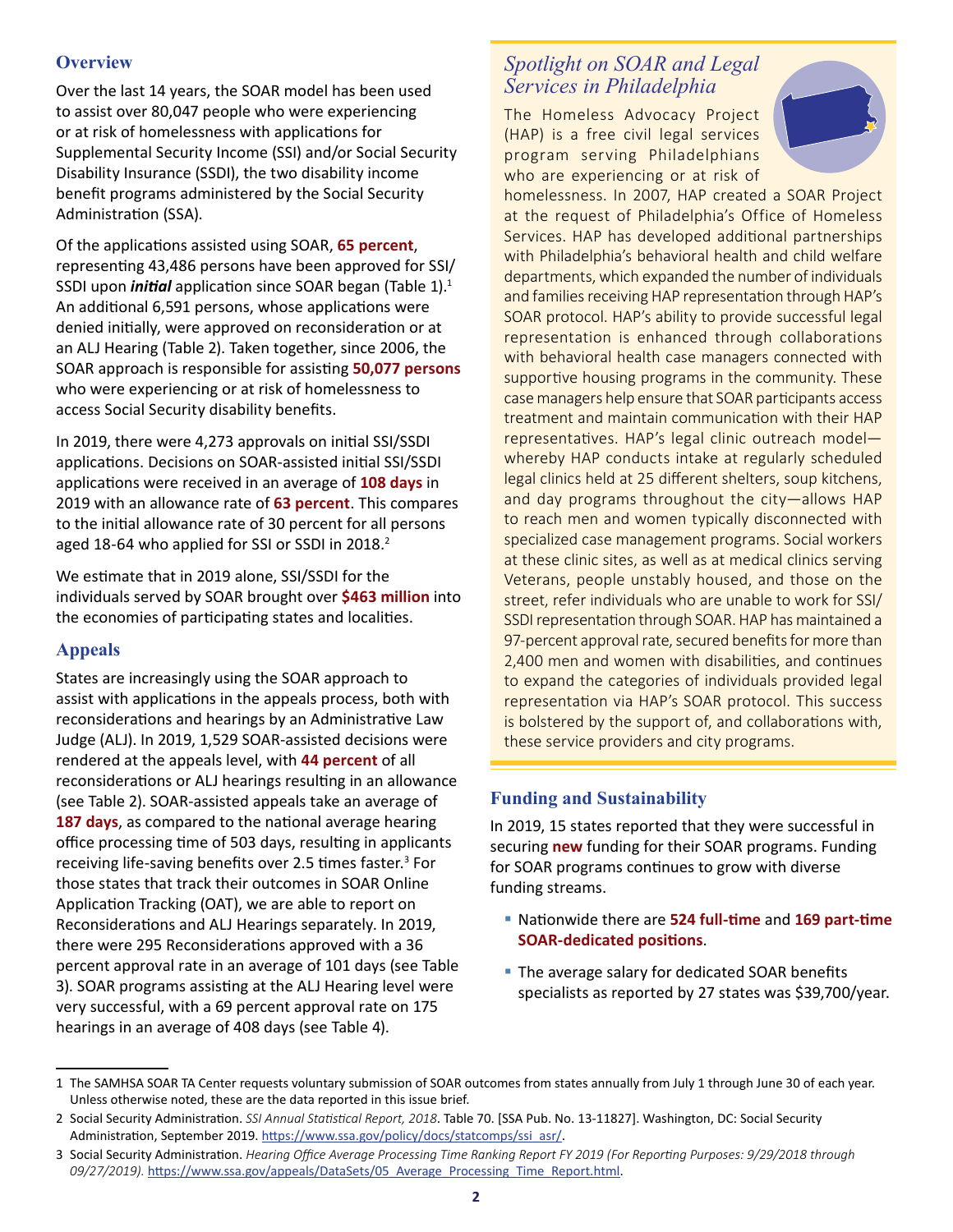## Overview

Over the last 14 years, the SOAR model has been used to assist over 80,047 people who were experiencing or at risk of homelessness with applications for Supplemental Security Income (SSI) and/or Social Security Disability Insurance (SSDI), the two disability income benefit programs administered by the Social Security Administration (SSA).

Of the applications assisted using SOAR, **65 percent**, representing 43,486 persons have been approved for SSI/SSDI upon ***initial*** application since SOAR began (Table 1).[1] An additional 6,591 persons, whose applications were denied initially, were approved on reconsideration or at an ALJ Hearing (Table 2). Taken together, since 2006, the SOAR approach is responsible for assisting **50,077 persons** who were experiencing or at risk of homelessness to access Social Security disability benefits.

In 2019, there were 4,273 approvals on initial SSI/SSDI applications. Decisions on SOAR-assisted initial SSI/SSDI applications were received in an average of **108 days** in 2019 with an allowance rate of **63 percent**. This compares to the initial allowance rate of 30 percent for all persons aged 18-64 who applied for SSI or SSDI in 2018.[2]

We estimate that in 2019 alone, SSI/SSDI for the individuals served by SOAR brought over **$463 million** into the economies of participating states and localities.

## Appeals

States are increasingly using the SOAR approach to assist with applications in the appeals process, both with reconsiderations and hearings by an Administrative Law Judge (ALJ). In 2019, 1,529 SOAR-assisted decisions were rendered at the appeals level, with **44 percent** of all reconsiderations or ALJ hearings resulting in an allowance (see Table 2). SOAR-assisted appeals take an average of **187 days**, as compared to the national average hearing office processing time of 503 days, resulting in applicants receiving life-saving benefits over 2.5 times faster.[3] For those states that track their outcomes in SOAR Online Application Tracking (OAT), we are able to report on Reconsiderations and ALJ Hearings separately. In 2019, there were 295 Reconsiderations approved with a 36 percent approval rate in an average of 101 days (see Table 3). SOAR programs assisting at the ALJ Hearing level were very successful, with a 69 percent approval rate on 175 hearings in an average of 408 days (see Table 4).

## *Spotlight on SOAR and Legal Services in Philadelphia*

The Homeless Advocacy Project (HAP) is a free civil legal services program serving Philadelphians who are experiencing or at risk of homelessness. In 2007, HAP created a SOAR Project at the request of Philadelphia's Office of Homeless Services. HAP has developed additional partnerships with Philadelphia's behavioral health and child welfare departments, which expanded the number of individuals and families receiving HAP representation through HAP's SOAR protocol. HAP's ability to provide successful legal representation is enhanced through collaborations with behavioral health case managers connected with supportive housing programs in the community. These case managers help ensure that SOAR participants access treatment and maintain communication with their HAP representatives. HAP's legal clinic outreach model—whereby HAP conducts intake at regularly scheduled legal clinics held at 25 different shelters, soup kitchens, and day programs throughout the city—allows HAP to reach men and women typically disconnected with specialized case management programs. Social workers at these clinic sites, as well as at medical clinics serving Veterans, people unstably housed, and those on the street, refer individuals who are unable to work for SSI/SSDI representation through SOAR. HAP has maintained a 97-percent approval rate, secured benefits for more than 2,400 men and women with disabilities, and continues to expand the categories of individuals provided legal representation via HAP's SOAR protocol. This success is bolstered by the support of, and collaborations with, these service providers and city programs.

## Funding and Sustainability

In 2019, 15 states reported that they were successful in securing **new** funding for their SOAR programs. Funding for SOAR programs continues to grow with diverse funding streams.

- Nationwide there are **524 full-time** and **169 part-time SOAR-dedicated positions**.
- The average salary for dedicated SOAR benefits specialists as reported by 27 states was $39,700/year.

---

1 The SAMHSA SOAR TA Center requests voluntary submission of SOAR outcomes from states annually from July 1 through June 30 of each year. Unless otherwise noted, these are the data reported in this issue brief.

2 Social Security Administration. *SSI Annual Statistical Report, 2018*. Table 70. [SSA Pub. No. 13-11827]. Washington, DC: Social Security Administration, September 2019. https://www.ssa.gov/policy/docs/statcomps/ssi_asr/.

3 Social Security Administration. *Hearing Office Average Processing Time Ranking Report FY 2019 (For Reporting Purposes: 9/29/2018 through 09/27/2019).* https://www.ssa.gov/appeals/DataSets/05_Average_Processing_Time_Report.html.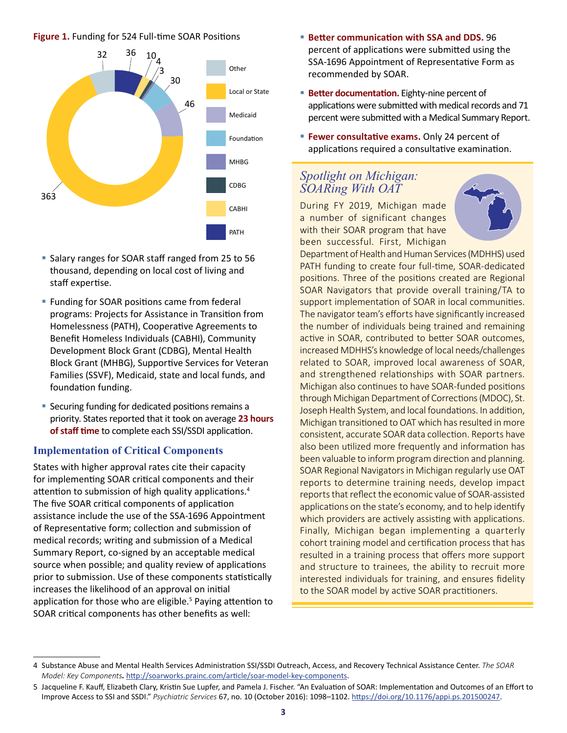**Figure 1.** Funding for 524 Full-time SOAR Positions

| Funding Source | Positions |
|---|---|
| Other | 32 |
| Local or State | 363 |
| Medicaid | 46 |
| Foundation | 30 |
| MHBG | 3 |
| CDBG | 4 |
| CABHI | 10 |
| PATH | 36 |

- Salary ranges for SOAR staff ranged from 25 to 56 thousand, depending on local cost of living and staff expertise.
- Funding for SOAR positions came from federal programs: Projects for Assistance in Transition from Homelessness (PATH), Cooperative Agreements to Benefit Homeless Individuals (CABHI), Community Development Block Grant (CDBG), Mental Health Block Grant (MHBG), Supportive Services for Veteran Families (SSVF), Medicaid, state and local funds, and foundation funding.
- Securing funding for dedicated positions remains a priority. States reported that it took on average **23 hours of staff time** to complete each SSI/SSDI application.

## Implementation of Critical Components

States with higher approval rates cite their capacity for implementing SOAR critical components and their attention to submission of high quality applications.[4] The five SOAR critical components of application assistance include the use of the SSA-1696 Appointment of Representative form; collection and submission of medical records; writing and submission of a Medical Summary Report, co-signed by an acceptable medical source when possible; and quality review of applications prior to submission. Use of these components statistically increases the likelihood of an approval on initial application for those who are eligible.[5] Paying attention to SOAR critical components has other benefits as well:

- **Better communication with SSA and DDS.** 96 percent of applications were submitted using the SSA-1696 Appointment of Representative Form as recommended by SOAR.
- **Better documentation.** Eighty-nine percent of applications were submitted with medical records and 71 percent were submitted with a Medical Summary Report.
- **Fewer consultative exams.** Only 24 percent of applications required a consultative examination.

### *Spotlight on Michigan: SOARing With OAT*

During FY 2019, Michigan made a number of significant changes with their SOAR program that have been successful. First, Michigan Department of Health and Human Services (MDHHS) used PATH funding to create four full-time, SOAR-dedicated positions. Three of the positions created are Regional SOAR Navigators that provide overall training/TA to support implementation of SOAR in local communities. The navigator team's efforts have significantly increased the number of individuals being trained and remaining active in SOAR, contributed to better SOAR outcomes, increased MDHHS's knowledge of local needs/challenges related to SOAR, improved local awareness of SOAR, and strengthened relationships with SOAR partners. Michigan also continues to have SOAR-funded positions through Michigan Department of Corrections (MDOC), St. Joseph Health System, and local foundations. In addition, Michigan transitioned to OAT which has resulted in more consistent, accurate SOAR data collection. Reports have also been utilized more frequently and information has been valuable to inform program direction and planning. SOAR Regional Navigators in Michigan regularly use OAT reports to determine training needs, develop impact reports that reflect the economic value of SOAR-assisted applications on the state's economy, and to help identify which providers are actively assisting with applications. Finally, Michigan began implementing a quarterly cohort training model and certification process that has resulted in a training process that offers more support and structure to trainees, the ability to recruit more interested individuals for training, and ensures fidelity to the SOAR model by active SOAR practitioners.

---

4 Substance Abuse and Mental Health Services Administration SSI/SSDI Outreach, Access, and Recovery Technical Assistance Center. *The SOAR Model: Key Components***.** http://soarworks.prainc.com/article/soar-model-key-components.

5 Jacqueline F. Kauff, Elizabeth Clary, Kristin Sue Lupfer, and Pamela J. Fischer. "An Evaluation of SOAR: Implementation and Outcomes of an Effort to Improve Access to SSI and SSDI." *Psychiatric Services* 67, no. 10 (October 2016): 1098–1102. https://doi.org/10.1176/appi.ps.201500247.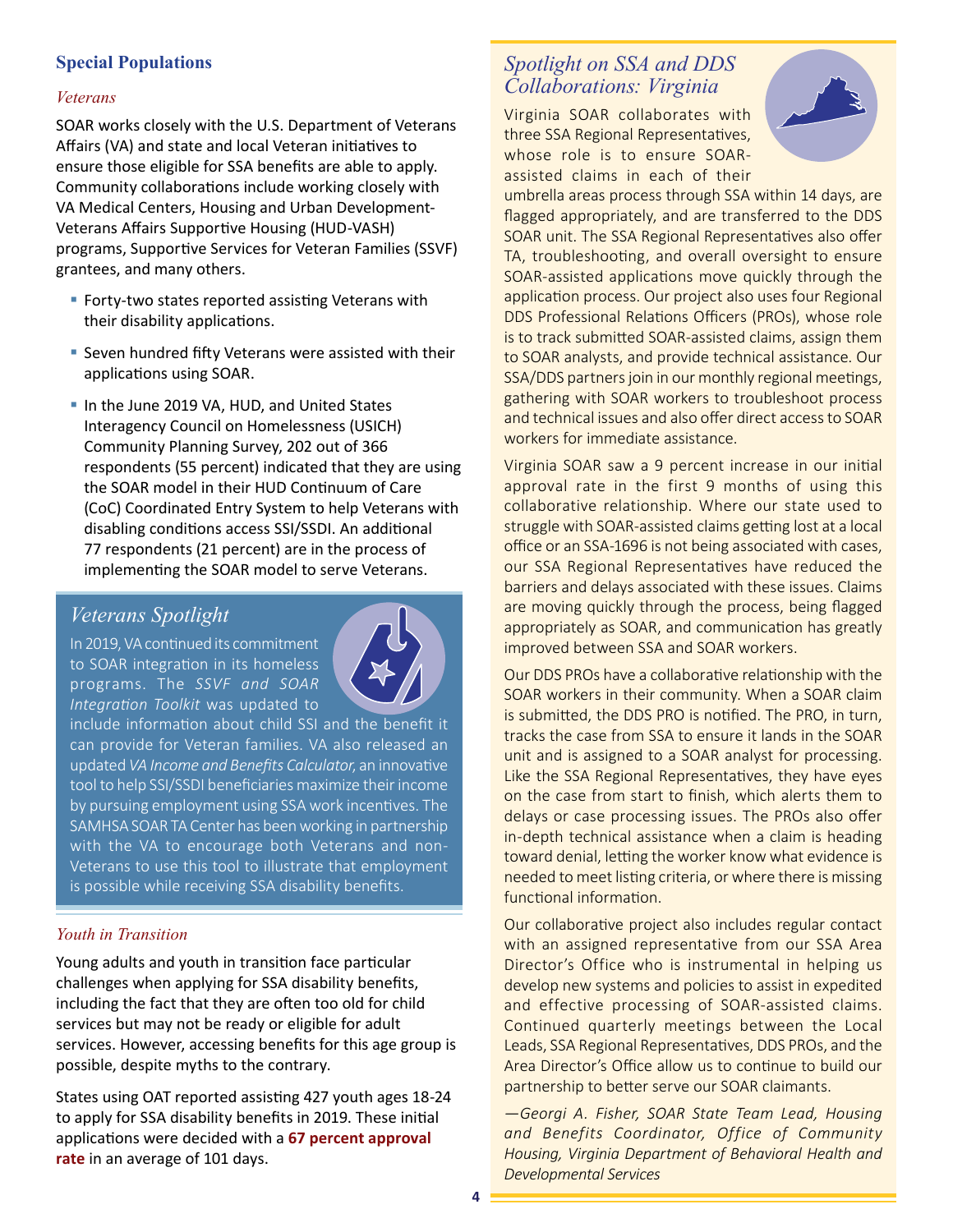## Special Populations

### *Veterans*

SOAR works closely with the U.S. Department of Veterans Affairs (VA) and state and local Veteran initiatives to ensure those eligible for SSA benefits are able to apply. Community collaborations include working closely with VA Medical Centers, Housing and Urban Development-Veterans Affairs Supportive Housing (HUD-VASH) programs, Supportive Services for Veteran Families (SSVF) grantees, and many others.

- Forty-two states reported assisting Veterans with their disability applications.
- Seven hundred fifty Veterans were assisted with their applications using SOAR.
- In the June 2019 VA, HUD, and United States Interagency Council on Homelessness (USICH) Community Planning Survey, 202 out of 366 respondents (55 percent) indicated that they are using the SOAR model in their HUD Continuum of Care (CoC) Coordinated Entry System to help Veterans with disabling conditions access SSI/SSDI. An additional 77 respondents (21 percent) are in the process of implementing the SOAR model to serve Veterans.

### *Veterans Spotlight*

In 2019, VA continued its commitment to SOAR integration in its homeless programs. The *SSVF and SOAR Integration Toolkit* was updated to include information about child SSI and the benefit it can provide for Veteran families. VA also released an updated *VA Income and Benefits Calculator*, an innovative tool to help SSI/SSDI beneficiaries maximize their income by pursuing employment using SSA work incentives. The SAMHSA SOAR TA Center has been working in partnership with the VA to encourage both Veterans and non-Veterans to use this tool to illustrate that employment is possible while receiving SSA disability benefits.

### *Youth in Transition*

Young adults and youth in transition face particular challenges when applying for SSA disability benefits, including the fact that they are often too old for child services but may not be ready or eligible for adult services. However, accessing benefits for this age group is possible, despite myths to the contrary.

States using OAT reported assisting 427 youth ages 18-24 to apply for SSA disability benefits in 2019. These initial applications were decided with a **67 percent approval rate** in an average of 101 days.

### *Spotlight on SSA and DDS Collaborations: Virginia*

Virginia SOAR collaborates with three SSA Regional Representatives, whose role is to ensure SOAR-assisted claims in each of their umbrella areas process through SSA within 14 days, are flagged appropriately, and are transferred to the DDS SOAR unit. The SSA Regional Representatives also offer TA, troubleshooting, and overall oversight to ensure SOAR-assisted applications move quickly through the application process. Our project also uses four Regional DDS Professional Relations Officers (PROs), whose role is to track submitted SOAR-assisted claims, assign them to SOAR analysts, and provide technical assistance. Our SSA/DDS partners join in our monthly regional meetings, gathering with SOAR workers to troubleshoot process and technical issues and also offer direct access to SOAR workers for immediate assistance.

Virginia SOAR saw a 9 percent increase in our initial approval rate in the first 9 months of using this collaborative relationship. Where our state used to struggle with SOAR-assisted claims getting lost at a local office or an SSA-1696 is not being associated with cases, our SSA Regional Representatives have reduced the barriers and delays associated with these issues. Claims are moving quickly through the process, being flagged appropriately as SOAR, and communication has greatly improved between SSA and SOAR workers.

Our DDS PROs have a collaborative relationship with the SOAR workers in their community. When a SOAR claim is submitted, the DDS PRO is notified. The PRO, in turn, tracks the case from SSA to ensure it lands in the SOAR unit and is assigned to a SOAR analyst for processing. Like the SSA Regional Representatives, they have eyes on the case from start to finish, which alerts them to delays or case processing issues. The PROs also offer in-depth technical assistance when a claim is heading toward denial, letting the worker know what evidence is needed to meet listing criteria, or where there is missing functional information.

Our collaborative project also includes regular contact with an assigned representative from our SSA Area Director's Office who is instrumental in helping us develop new systems and policies to assist in expedited and effective processing of SOAR-assisted claims. Continued quarterly meetings between the Local Leads, SSA Regional Representatives, DDS PROs, and the Area Director's Office allow us to continue to build our partnership to better serve our SOAR claimants.

*—Georgi A. Fisher, SOAR State Team Lead, Housing and Benefits Coordinator, Office of Community Housing, Virginia Department of Behavioral Health and Developmental Services*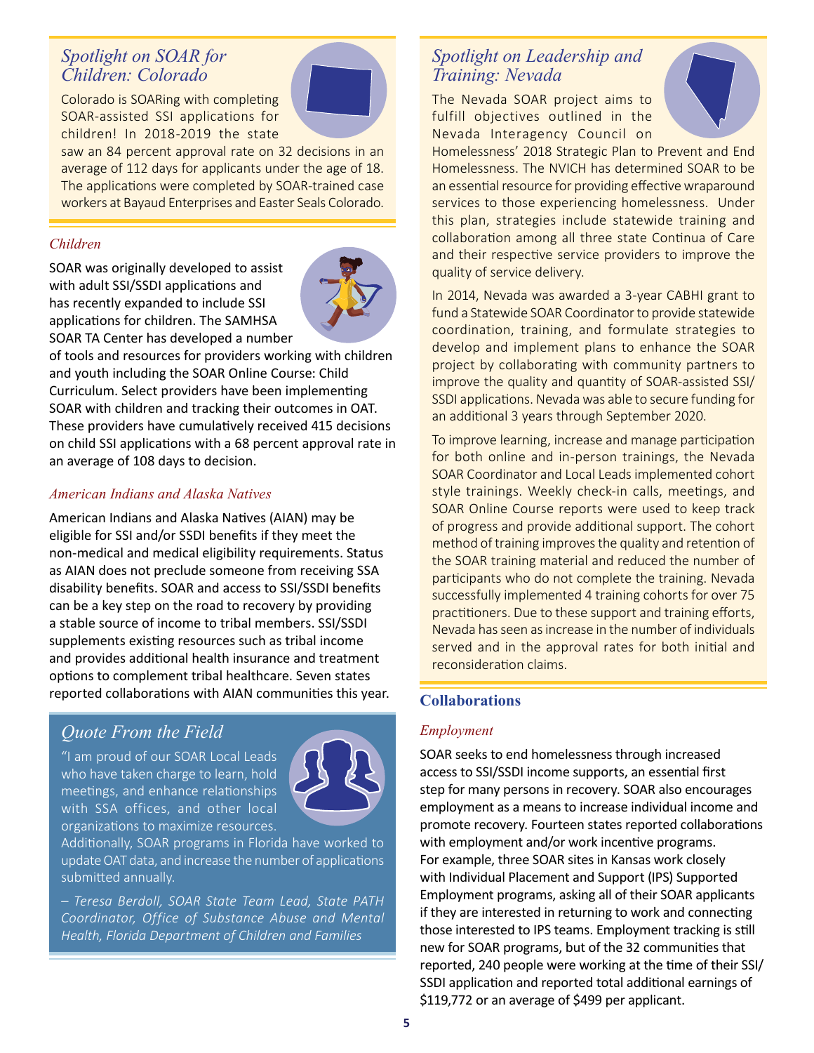## *Spotlight on SOAR for Children: Colorado*

Colorado is SOARing with completing SOAR-assisted SSI applications for children! In 2018-2019 the state saw an 84 percent approval rate on 32 decisions in an average of 112 days for applicants under the age of 18. The applications were completed by SOAR-trained case workers at Bayaud Enterprises and Easter Seals Colorado.

### *Children*

SOAR was originally developed to assist with adult SSI/SSDI applications and has recently expanded to include SSI applications for children. The SAMHSA SOAR TA Center has developed a number of tools and resources for providers working with children and youth including the SOAR Online Course: Child Curriculum. Select providers have been implementing SOAR with children and tracking their outcomes in OAT. These providers have cumulatively received 415 decisions on child SSI applications with a 68 percent approval rate in an average of 108 days to decision.

### *American Indians and Alaska Natives*

American Indians and Alaska Natives (AIAN) may be eligible for SSI and/or SSDI benefits if they meet the non-medical and medical eligibility requirements. Status as AIAN does not preclude someone from receiving SSA disability benefits. SOAR and access to SSI/SSDI benefits can be a key step on the road to recovery by providing a stable source of income to tribal members. SSI/SSDI supplements existing resources such as tribal income and provides additional health insurance and treatment options to complement tribal healthcare. Seven states reported collaborations with AIAN communities this year.

## *Quote From the Field*

"I am proud of our SOAR Local Leads who have taken charge to learn, hold meetings, and enhance relationships with SSA offices, and other local organizations to maximize resources. Additionally, SOAR programs in Florida have worked to update OAT data, and increase the number of applications submitted annually.

*– Teresa Berdoll, SOAR State Team Lead, State PATH Coordinator, Office of Substance Abuse and Mental Health, Florida Department of Children and Families*

## *Spotlight on Leadership and Training: Nevada*

The Nevada SOAR project aims to fulfill objectives outlined in the Nevada Interagency Council on Homelessness' 2018 Strategic Plan to Prevent and End Homelessness. The NVICH has determined SOAR to be an essential resource for providing effective wraparound services to those experiencing homelessness. Under this plan, strategies include statewide training and collaboration among all three state Continua of Care and their respective service providers to improve the quality of service delivery.

In 2014, Nevada was awarded a 3-year CABHI grant to fund a Statewide SOAR Coordinator to provide statewide coordination, training, and formulate strategies to develop and implement plans to enhance the SOAR project by collaborating with community partners to improve the quality and quantity of SOAR-assisted SSI/SSDI applications. Nevada was able to secure funding for an additional 3 years through September 2020.

To improve learning, increase and manage participation for both online and in-person trainings, the Nevada SOAR Coordinator and Local Leads implemented cohort style trainings. Weekly check-in calls, meetings, and SOAR Online Course reports were used to keep track of progress and provide additional support. The cohort method of training improves the quality and retention of the SOAR training material and reduced the number of participants who do not complete the training. Nevada successfully implemented 4 training cohorts for over 75 practitioners. Due to these support and training efforts, Nevada has seen as increase in the number of individuals served and in the approval rates for both initial and reconsideration claims.

## **Collaborations**

### *Employment*

SOAR seeks to end homelessness through increased access to SSI/SSDI income supports, an essential first step for many persons in recovery. SOAR also encourages employment as a means to increase individual income and promote recovery. Fourteen states reported collaborations with employment and/or work incentive programs. For example, three SOAR sites in Kansas work closely with Individual Placement and Support (IPS) Supported Employment programs, asking all of their SOAR applicants if they are interested in returning to work and connecting those interested to IPS teams. Employment tracking is still new for SOAR programs, but of the 32 communities that reported, 240 people were working at the time of their SSI/SSDI application and reported total additional earnings of $119,772 or an average of $499 per applicant.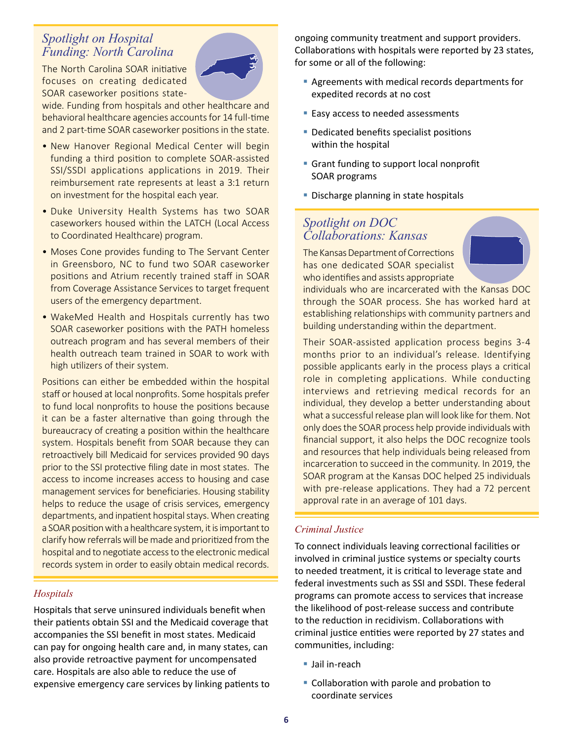### *Spotlight on Hospital Funding: North Carolina*

The North Carolina SOAR initiative focuses on creating dedicated SOAR caseworker positions statewide. Funding from hospitals and other healthcare and behavioral healthcare agencies accounts for 14 full-time and 2 part-time SOAR caseworker positions in the state.

- New Hanover Regional Medical Center will begin funding a third position to complete SOAR-assisted SSI/SSDI applications applications in 2019. Their reimbursement rate represents at least a 3:1 return on investment for the hospital each year.
- Duke University Health Systems has two SOAR caseworkers housed within the LATCH (Local Access to Coordinated Healthcare) program.
- Moses Cone provides funding to The Servant Center in Greensboro, NC to fund two SOAR caseworker positions and Atrium recently trained staff in SOAR from Coverage Assistance Services to target frequent users of the emergency department.
- WakeMed Health and Hospitals currently has two SOAR caseworker positions with the PATH homeless outreach program and has several members of their health outreach team trained in SOAR to work with high utilizers of their system.

Positions can either be embedded within the hospital staff or housed at local nonprofits. Some hospitals prefer to fund local nonprofits to house the positions because it can be a faster alternative than going through the bureaucracy of creating a position within the healthcare system. Hospitals benefit from SOAR because they can retroactively bill Medicaid for services provided 90 days prior to the SSI protective filing date in most states. The access to income increases access to housing and case management services for beneficiaries. Housing stability helps to reduce the usage of crisis services, emergency departments, and inpatient hospital stays. When creating a SOAR position with a healthcare system, it is important to clarify how referrals will be made and prioritized from the hospital and to negotiate access to the electronic medical records system in order to easily obtain medical records.

### *Hospitals*

Hospitals that serve uninsured individuals benefit when their patients obtain SSI and the Medicaid coverage that accompanies the SSI benefit in most states. Medicaid can pay for ongoing health care and, in many states, can also provide retroactive payment for uncompensated care. Hospitals are also able to reduce the use of expensive emergency care services by linking patients to ongoing community treatment and support providers. Collaborations with hospitals were reported by 23 states, for some or all of the following:

- Agreements with medical records departments for expedited records at no cost
- Easy access to needed assessments
- Dedicated benefits specialist positions within the hospital
- Grant funding to support local nonprofit SOAR programs
- Discharge planning in state hospitals

### *Spotlight on DOC Collaborations: Kansas*

The Kansas Department of Corrections has one dedicated SOAR specialist who identifies and assists appropriate individuals who are incarcerated with the Kansas DOC through the SOAR process. She has worked hard at establishing relationships with community partners and building understanding within the department.

Their SOAR-assisted application process begins 3-4 months prior to an individual's release. Identifying possible applicants early in the process plays a critical role in completing applications. While conducting interviews and retrieving medical records for an individual, they develop a better understanding about what a successful release plan will look like for them. Not only does the SOAR process help provide individuals with financial support, it also helps the DOC recognize tools and resources that help individuals being released from incarceration to succeed in the community. In 2019, the SOAR program at the Kansas DOC helped 25 individuals with pre-release applications. They had a 72 percent approval rate in an average of 101 days.

### *Criminal Justice*

To connect individuals leaving correctional facilities or involved in criminal justice systems or specialty courts to needed treatment, it is critical to leverage state and federal investments such as SSI and SSDI. These federal programs can promote access to services that increase the likelihood of post-release success and contribute to the reduction in recidivism. Collaborations with criminal justice entities were reported by 27 states and communities, including:

- Jail in-reach
- Collaboration with parole and probation to coordinate services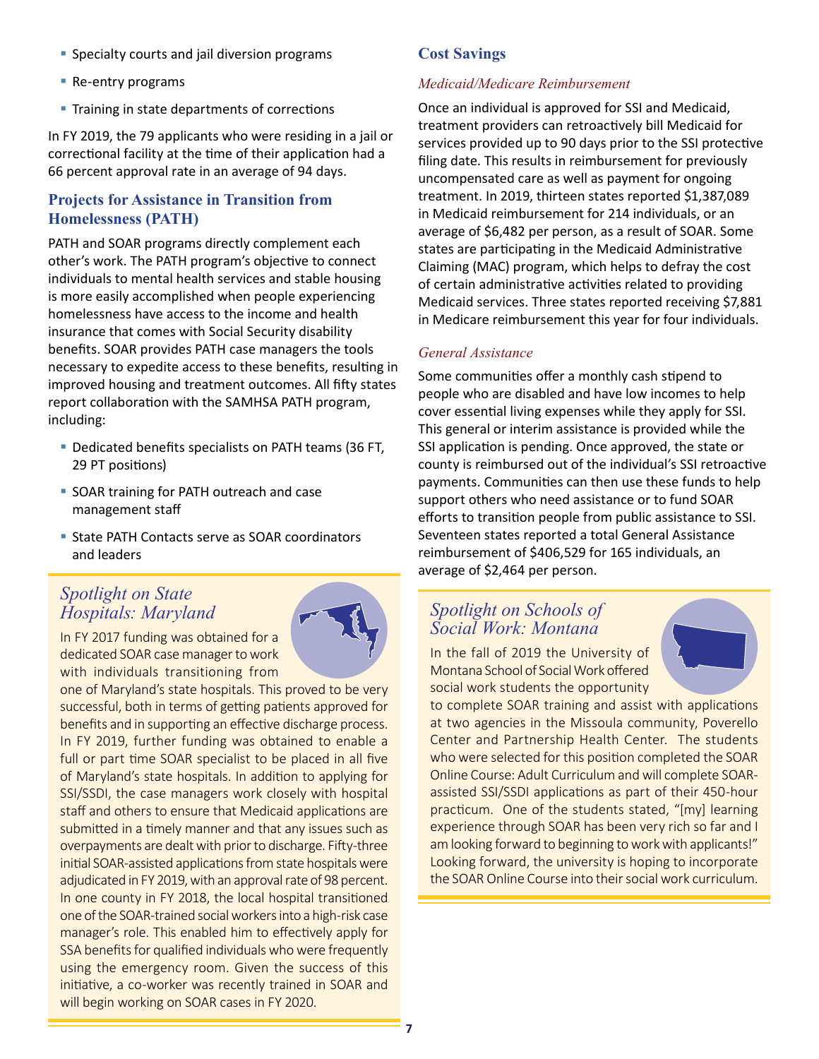- Specialty courts and jail diversion programs
- Re-entry programs
- Training in state departments of corrections

In FY 2019, the 79 applicants who were residing in a jail or correctional facility at the time of their application had a 66 percent approval rate in an average of 94 days.

## Projects for Assistance in Transition from Homelessness (PATH)

PATH and SOAR programs directly complement each other's work. The PATH program's objective to connect individuals to mental health services and stable housing is more easily accomplished when people experiencing homelessness have access to the income and health insurance that comes with Social Security disability benefits. SOAR provides PATH case managers the tools necessary to expedite access to these benefits, resulting in improved housing and treatment outcomes. All fifty states report collaboration with the SAMHSA PATH program, including:

- Dedicated benefits specialists on PATH teams (36 FT, 29 PT positions)
- SOAR training for PATH outreach and case management staff
- State PATH Contacts serve as SOAR coordinators and leaders

### *Spotlight on State Hospitals: Maryland*

In FY 2017 funding was obtained for a dedicated SOAR case manager to work with individuals transitioning from one of Maryland's state hospitals. This proved to be very successful, both in terms of getting patients approved for benefits and in supporting an effective discharge process. In FY 2019, further funding was obtained to enable a full or part time SOAR specialist to be placed in all five of Maryland's state hospitals. In addition to applying for SSI/SSDI, the case managers work closely with hospital staff and others to ensure that Medicaid applications are submitted in a timely manner and that any issues such as overpayments are dealt with prior to discharge. Fifty-three initial SOAR-assisted applications from state hospitals were adjudicated in FY 2019, with an approval rate of 98 percent. In one county in FY 2018, the local hospital transitioned one of the SOAR-trained social workers into a high-risk case manager's role. This enabled him to effectively apply for SSA benefits for qualified individuals who were frequently using the emergency room. Given the success of this initiative, a co-worker was recently trained in SOAR and will begin working on SOAR cases in FY 2020.

## Cost Savings

### *Medicaid/Medicare Reimbursement*

Once an individual is approved for SSI and Medicaid, treatment providers can retroactively bill Medicaid for services provided up to 90 days prior to the SSI protective filing date. This results in reimbursement for previously uncompensated care as well as payment for ongoing treatment. In 2019, thirteen states reported $1,387,089 in Medicaid reimbursement for 214 individuals, or an average of $6,482 per person, as a result of SOAR. Some states are participating in the Medicaid Administrative Claiming (MAC) program, which helps to defray the cost of certain administrative activities related to providing Medicaid services. Three states reported receiving $7,881 in Medicare reimbursement this year for four individuals.

### *General Assistance*

Some communities offer a monthly cash stipend to people who are disabled and have low incomes to help cover essential living expenses while they apply for SSI. This general or interim assistance is provided while the SSI application is pending. Once approved, the state or county is reimbursed out of the individual's SSI retroactive payments. Communities can then use these funds to help support others who need assistance or to fund SOAR efforts to transition people from public assistance to SSI. Seventeen states reported a total General Assistance reimbursement of $406,529 for 165 individuals, an average of $2,464 per person.

### *Spotlight on Schools of Social Work: Montana*

In the fall of 2019 the University of Montana School of Social Work offered social work students the opportunity to complete SOAR training and assist with applications at two agencies in the Missoula community, Poverello Center and Partnership Health Center. The students who were selected for this position completed the SOAR Online Course: Adult Curriculum and will complete SOAR-assisted SSI/SSDI applications as part of their 450-hour practicum. One of the students stated, "[my] learning experience through SOAR has been very rich so far and I am looking forward to beginning to work with applicants!" Looking forward, the university is hoping to incorporate the SOAR Online Course into their social work curriculum.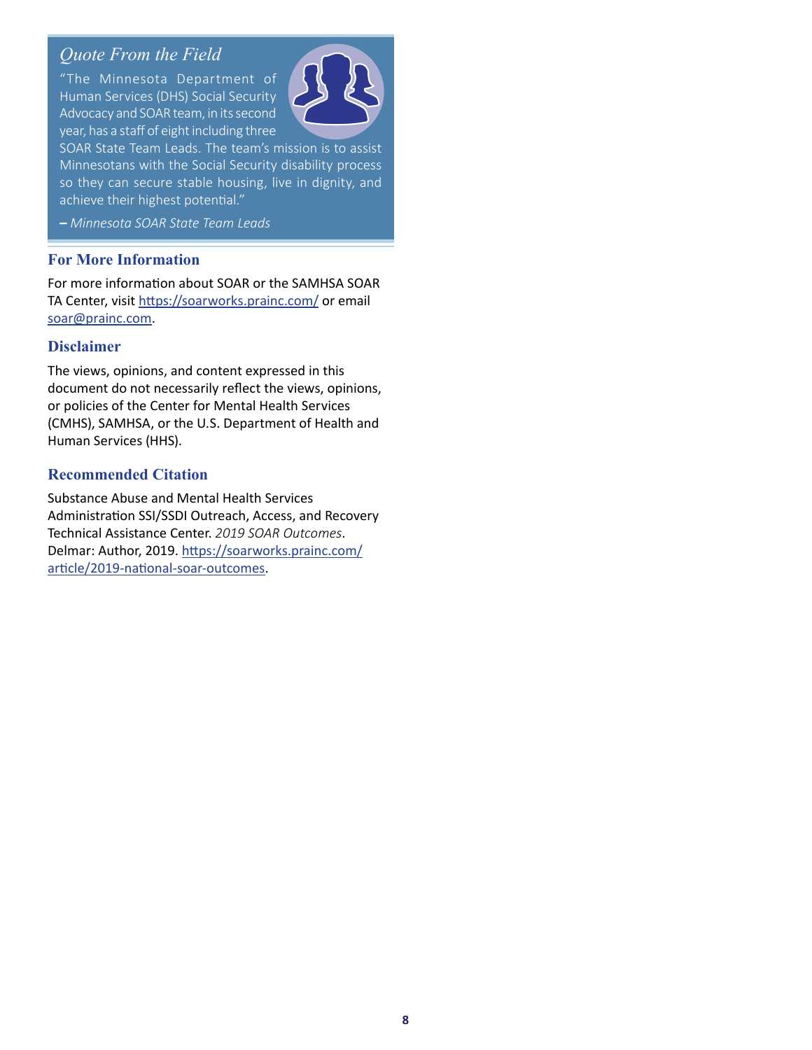### *Quote From the Field*

"The Minnesota Department of Human Services (DHS) Social Security Advocacy and SOAR team, in its second year, has a staff of eight including three SOAR State Team Leads. The team's mission is to assist Minnesotans with the Social Security disability process so they can secure stable housing, live in dignity, and achieve their highest potential."

**–** *Minnesota SOAR State Team Leads*

## For More Information

For more information about SOAR or the SAMHSA SOAR TA Center, visit https://soarworks.prainc.com/ or email soar@prainc.com.

## Disclaimer

The views, opinions, and content expressed in this document do not necessarily reflect the views, opinions, or policies of the Center for Mental Health Services (CMHS), SAMHSA, or the U.S. Department of Health and Human Services (HHS).

## Recommended Citation

Substance Abuse and Mental Health Services Administration SSI/SSDI Outreach, Access, and Recovery Technical Assistance Center. *2019 SOAR Outcomes*. Delmar: Author, 2019. https://soarworks.prainc.com/article/2019-national-soar-outcomes.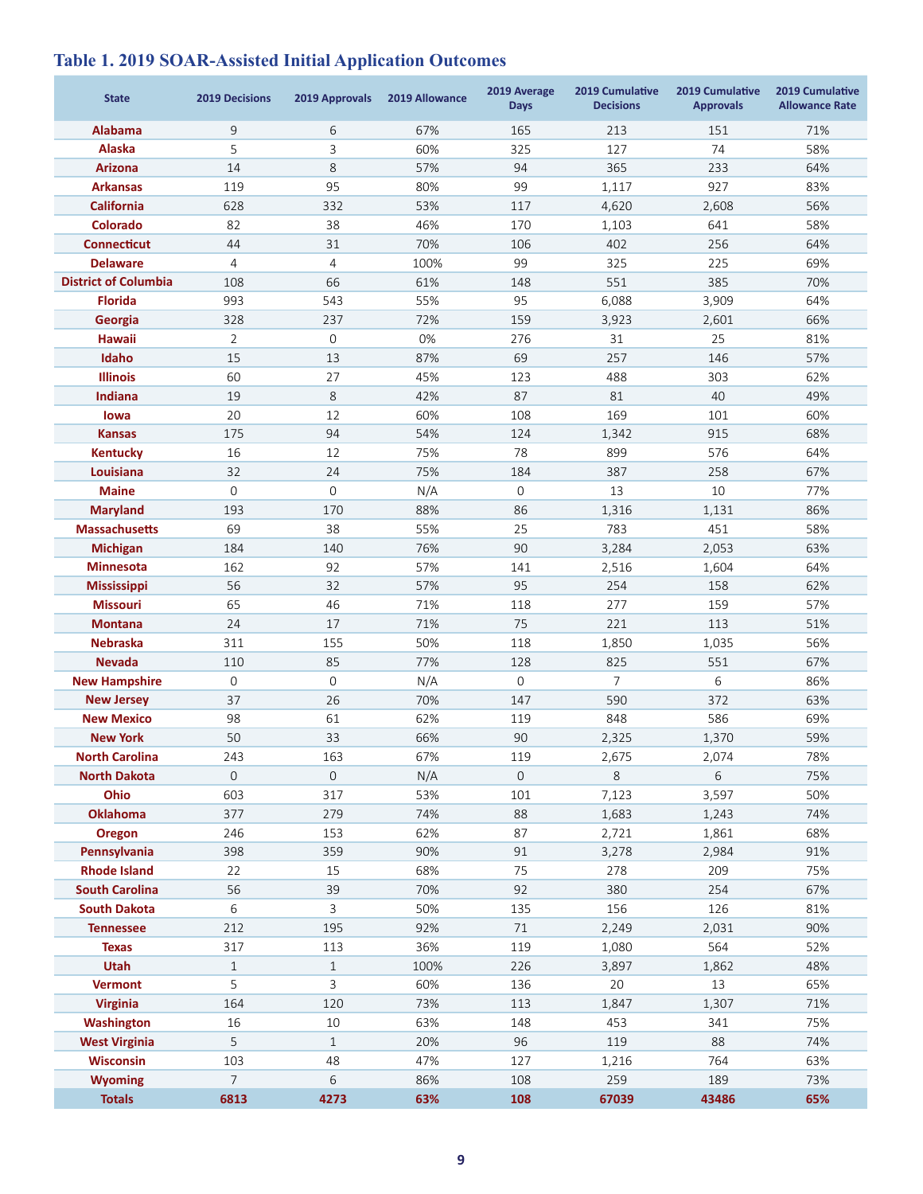## Table 1. 2019 SOAR-Assisted Initial Application Outcomes

| State | 2019 Decisions | 2019 Approvals | 2019 Allowance | 2019 Average Days | 2019 Cumulative Decisions | 2019 Cumulative Approvals | 2019 Cumulative Allowance Rate |
|---|---|---|---|---|---|---|---|
| Alabama | 9 | 6 | 67% | 165 | 213 | 151 | 71% |
| Alaska | 5 | 3 | 60% | 325 | 127 | 74 | 58% |
| Arizona | 14 | 8 | 57% | 94 | 365 | 233 | 64% |
| Arkansas | 119 | 95 | 80% | 99 | 1,117 | 927 | 83% |
| California | 628 | 332 | 53% | 117 | 4,620 | 2,608 | 56% |
| Colorado | 82 | 38 | 46% | 170 | 1,103 | 641 | 58% |
| Connecticut | 44 | 31 | 70% | 106 | 402 | 256 | 64% |
| Delaware | 4 | 4 | 100% | 99 | 325 | 225 | 69% |
| District of Columbia | 108 | 66 | 61% | 148 | 551 | 385 | 70% |
| Florida | 993 | 543 | 55% | 95 | 6,088 | 3,909 | 64% |
| Georgia | 328 | 237 | 72% | 159 | 3,923 | 2,601 | 66% |
| Hawaii | 2 | 0 | 0% | 276 | 31 | 25 | 81% |
| Idaho | 15 | 13 | 87% | 69 | 257 | 146 | 57% |
| Illinois | 60 | 27 | 45% | 123 | 488 | 303 | 62% |
| Indiana | 19 | 8 | 42% | 87 | 81 | 40 | 49% |
| Iowa | 20 | 12 | 60% | 108 | 169 | 101 | 60% |
| Kansas | 175 | 94 | 54% | 124 | 1,342 | 915 | 68% |
| Kentucky | 16 | 12 | 75% | 78 | 899 | 576 | 64% |
| Louisiana | 32 | 24 | 75% | 184 | 387 | 258 | 67% |
| Maine | 0 | 0 | N/A | 0 | 13 | 10 | 77% |
| Maryland | 193 | 170 | 88% | 86 | 1,316 | 1,131 | 86% |
| Massachusetts | 69 | 38 | 55% | 25 | 783 | 451 | 58% |
| Michigan | 184 | 140 | 76% | 90 | 3,284 | 2,053 | 63% |
| Minnesota | 162 | 92 | 57% | 141 | 2,516 | 1,604 | 64% |
| Mississippi | 56 | 32 | 57% | 95 | 254 | 158 | 62% |
| Missouri | 65 | 46 | 71% | 118 | 277 | 159 | 57% |
| Montana | 24 | 17 | 71% | 75 | 221 | 113 | 51% |
| Nebraska | 311 | 155 | 50% | 118 | 1,850 | 1,035 | 56% |
| Nevada | 110 | 85 | 77% | 128 | 825 | 551 | 67% |
| New Hampshire | 0 | 0 | N/A | 0 | 7 | 6 | 86% |
| New Jersey | 37 | 26 | 70% | 147 | 590 | 372 | 63% |
| New Mexico | 98 | 61 | 62% | 119 | 848 | 586 | 69% |
| New York | 50 | 33 | 66% | 90 | 2,325 | 1,370 | 59% |
| North Carolina | 243 | 163 | 67% | 119 | 2,675 | 2,074 | 78% |
| North Dakota | 0 | 0 | N/A | 0 | 8 | 6 | 75% |
| Ohio | 603 | 317 | 53% | 101 | 7,123 | 3,597 | 50% |
| Oklahoma | 377 | 279 | 74% | 88 | 1,683 | 1,243 | 74% |
| Oregon | 246 | 153 | 62% | 87 | 2,721 | 1,861 | 68% |
| Pennsylvania | 398 | 359 | 90% | 91 | 3,278 | 2,984 | 91% |
| Rhode Island | 22 | 15 | 68% | 75 | 278 | 209 | 75% |
| South Carolina | 56 | 39 | 70% | 92 | 380 | 254 | 67% |
| South Dakota | 6 | 3 | 50% | 135 | 156 | 126 | 81% |
| Tennessee | 212 | 195 | 92% | 71 | 2,249 | 2,031 | 90% |
| Texas | 317 | 113 | 36% | 119 | 1,080 | 564 | 52% |
| Utah | 1 | 1 | 100% | 226 | 3,897 | 1,862 | 48% |
| Vermont | 5 | 3 | 60% | 136 | 20 | 13 | 65% |
| Virginia | 164 | 120 | 73% | 113 | 1,847 | 1,307 | 71% |
| Washington | 16 | 10 | 63% | 148 | 453 | 341 | 75% |
| West Virginia | 5 | 1 | 20% | 96 | 119 | 88 | 74% |
| Wisconsin | 103 | 48 | 47% | 127 | 1,216 | 764 | 63% |
| Wyoming | 7 | 6 | 86% | 108 | 259 | 189 | 73% |
| **Totals** | **6813** | **4273** | **63%** | **108** | **67039** | **43486** | **65%** |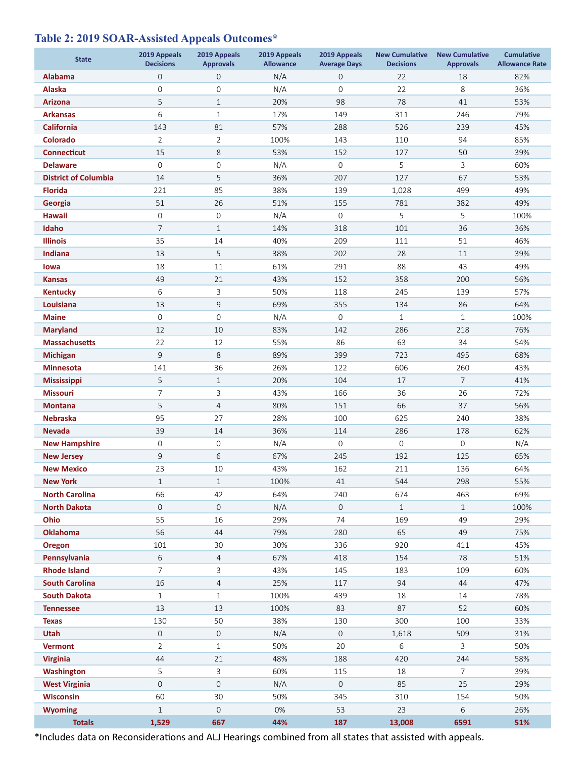## Table 2: 2019 SOAR-Assisted Appeals Outcomes*

| State | 2019 Appeals Decisions | 2019 Appeals Approvals | 2019 Appeals Allowance | 2019 Appeals Average Days | New Cumulative Decisions | New Cumulative Approvals | Cumulative Allowance Rate |
|---|---|---|---|---|---|---|---|
| Alabama | 0 | 0 | N/A | 0 | 22 | 18 | 82% |
| Alaska | 0 | 0 | N/A | 0 | 22 | 8 | 36% |
| Arizona | 5 | 1 | 20% | 98 | 78 | 41 | 53% |
| Arkansas | 6 | 1 | 17% | 149 | 311 | 246 | 79% |
| California | 143 | 81 | 57% | 288 | 526 | 239 | 45% |
| Colorado | 2 | 2 | 100% | 143 | 110 | 94 | 85% |
| Connecticut | 15 | 8 | 53% | 152 | 127 | 50 | 39% |
| Delaware | 0 | 0 | N/A | 0 | 5 | 3 | 60% |
| District of Columbia | 14 | 5 | 36% | 207 | 127 | 67 | 53% |
| Florida | 221 | 85 | 38% | 139 | 1,028 | 499 | 49% |
| Georgia | 51 | 26 | 51% | 155 | 781 | 382 | 49% |
| Hawaii | 0 | 0 | N/A | 0 | 5 | 5 | 100% |
| Idaho | 7 | 1 | 14% | 318 | 101 | 36 | 36% |
| Illinois | 35 | 14 | 40% | 209 | 111 | 51 | 46% |
| Indiana | 13 | 5 | 38% | 202 | 28 | 11 | 39% |
| Iowa | 18 | 11 | 61% | 291 | 88 | 43 | 49% |
| Kansas | 49 | 21 | 43% | 152 | 358 | 200 | 56% |
| Kentucky | 6 | 3 | 50% | 118 | 245 | 139 | 57% |
| Louisiana | 13 | 9 | 69% | 355 | 134 | 86 | 64% |
| Maine | 0 | 0 | N/A | 0 | 1 | 1 | 100% |
| Maryland | 12 | 10 | 83% | 142 | 286 | 218 | 76% |
| Massachusetts | 22 | 12 | 55% | 86 | 63 | 34 | 54% |
| Michigan | 9 | 8 | 89% | 399 | 723 | 495 | 68% |
| Minnesota | 141 | 36 | 26% | 122 | 606 | 260 | 43% |
| Mississippi | 5 | 1 | 20% | 104 | 17 | 7 | 41% |
| Missouri | 7 | 3 | 43% | 166 | 36 | 26 | 72% |
| Montana | 5 | 4 | 80% | 151 | 66 | 37 | 56% |
| Nebraska | 95 | 27 | 28% | 100 | 625 | 240 | 38% |
| Nevada | 39 | 14 | 36% | 114 | 286 | 178 | 62% |
| New Hampshire | 0 | 0 | N/A | 0 | 0 | 0 | N/A |
| New Jersey | 9 | 6 | 67% | 245 | 192 | 125 | 65% |
| New Mexico | 23 | 10 | 43% | 162 | 211 | 136 | 64% |
| New York | 1 | 1 | 100% | 41 | 544 | 298 | 55% |
| North Carolina | 66 | 42 | 64% | 240 | 674 | 463 | 69% |
| North Dakota | 0 | 0 | N/A | 0 | 1 | 1 | 100% |
| Ohio | 55 | 16 | 29% | 74 | 169 | 49 | 29% |
| Oklahoma | 56 | 44 | 79% | 280 | 65 | 49 | 75% |
| Oregon | 101 | 30 | 30% | 336 | 920 | 411 | 45% |
| Pennsylvania | 6 | 4 | 67% | 418 | 154 | 78 | 51% |
| Rhode Island | 7 | 3 | 43% | 145 | 183 | 109 | 60% |
| South Carolina | 16 | 4 | 25% | 117 | 94 | 44 | 47% |
| South Dakota | 1 | 1 | 100% | 439 | 18 | 14 | 78% |
| Tennessee | 13 | 13 | 100% | 83 | 87 | 52 | 60% |
| Texas | 130 | 50 | 38% | 130 | 300 | 100 | 33% |
| Utah | 0 | 0 | N/A | 0 | 1,618 | 509 | 31% |
| Vermont | 2 | 1 | 50% | 20 | 6 | 3 | 50% |
| Virginia | 44 | 21 | 48% | 188 | 420 | 244 | 58% |
| Washington | 5 | 3 | 60% | 115 | 18 | 7 | 39% |
| West Virginia | 0 | 0 | N/A | 0 | 85 | 25 | 29% |
| Wisconsin | 60 | 30 | 50% | 345 | 310 | 154 | 50% |
| Wyoming | 1 | 0 | 0% | 53 | 23 | 6 | 26% |
| **Totals** | **1,529** | **667** | **44%** | **187** | **13,008** | **6591** | **51%** |

*Includes data on Reconsiderations and ALJ Hearings combined from all states that assisted with appeals.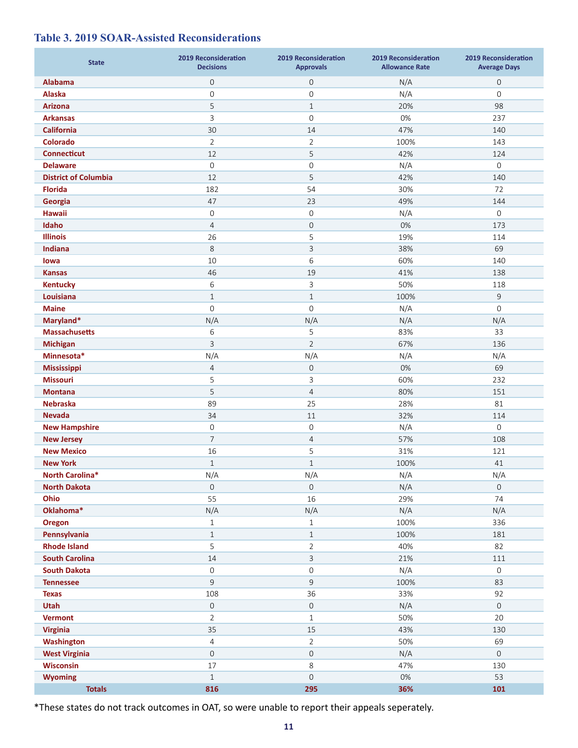### Table 3. 2019 SOAR-Assisted Reconsiderations

| State | 2019 Reconsideration Decisions | 2019 Reconsideration Approvals | 2019 Reconsideration Allowance Rate | 2019 Reconsideration Average Days |
|---|---|---|---|---|
| Alabama | 0 | 0 | N/A | 0 |
| Alaska | 0 | 0 | N/A | 0 |
| Arizona | 5 | 1 | 20% | 98 |
| Arkansas | 3 | 0 | 0% | 237 |
| California | 30 | 14 | 47% | 140 |
| Colorado | 2 | 2 | 100% | 143 |
| Connecticut | 12 | 5 | 42% | 124 |
| Delaware | 0 | 0 | N/A | 0 |
| District of Columbia | 12 | 5 | 42% | 140 |
| Florida | 182 | 54 | 30% | 72 |
| Georgia | 47 | 23 | 49% | 144 |
| Hawaii | 0 | 0 | N/A | 0 |
| Idaho | 4 | 0 | 0% | 173 |
| Illinois | 26 | 5 | 19% | 114 |
| Indiana | 8 | 3 | 38% | 69 |
| Iowa | 10 | 6 | 60% | 140 |
| Kansas | 46 | 19 | 41% | 138 |
| Kentucky | 6 | 3 | 50% | 118 |
| Louisiana | 1 | 1 | 100% | 9 |
| Maine | 0 | 0 | N/A | 0 |
| Maryland* | N/A | N/A | N/A | N/A |
| Massachusetts | 6 | 5 | 83% | 33 |
| Michigan | 3 | 2 | 67% | 136 |
| Minnesota* | N/A | N/A | N/A | N/A |
| Mississippi | 4 | 0 | 0% | 69 |
| Missouri | 5 | 3 | 60% | 232 |
| Montana | 5 | 4 | 80% | 151 |
| Nebraska | 89 | 25 | 28% | 81 |
| Nevada | 34 | 11 | 32% | 114 |
| New Hampshire | 0 | 0 | N/A | 0 |
| New Jersey | 7 | 4 | 57% | 108 |
| New Mexico | 16 | 5 | 31% | 121 |
| New York | 1 | 1 | 100% | 41 |
| North Carolina* | N/A | N/A | N/A | N/A |
| North Dakota | 0 | 0 | N/A | 0 |
| Ohio | 55 | 16 | 29% | 74 |
| Oklahoma* | N/A | N/A | N/A | N/A |
| Oregon | 1 | 1 | 100% | 336 |
| Pennsylvania | 1 | 1 | 100% | 181 |
| Rhode Island | 5 | 2 | 40% | 82 |
| South Carolina | 14 | 3 | 21% | 111 |
| South Dakota | 0 | 0 | N/A | 0 |
| Tennessee | 9 | 9 | 100% | 83 |
| Texas | 108 | 36 | 33% | 92 |
| Utah | 0 | 0 | N/A | 0 |
| Vermont | 2 | 1 | 50% | 20 |
| Virginia | 35 | 15 | 43% | 130 |
| Washington | 4 | 2 | 50% | 69 |
| West Virginia | 0 | 0 | N/A | 0 |
| Wisconsin | 17 | 8 | 47% | 130 |
| Wyoming | 1 | 0 | 0% | 53 |
| **Totals** | **816** | **295** | **36%** | **101** |

*These states do not track outcomes in OAT, so were unable to report their appeals seperately.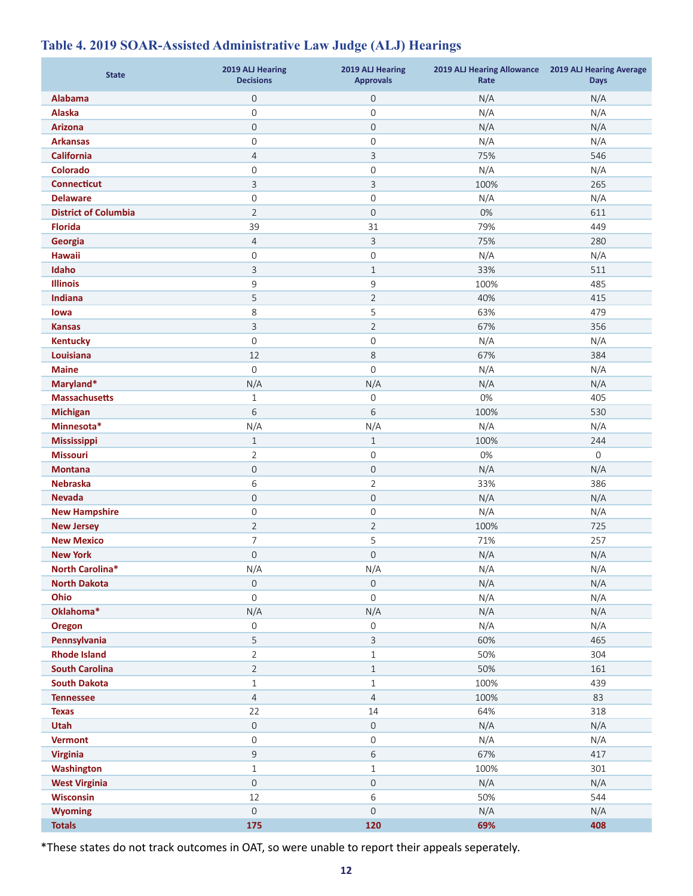# Table 4. 2019 SOAR-Assisted Administrative Law Judge (ALJ) Hearings

| State | 2019 ALJ Hearing Decisions | 2019 ALJ Hearing Approvals | 2019 ALJ Hearing Allowance Rate | 2019 ALJ Hearing Average Days |
|---|---|---|---|---|
| Alabama | 0 | 0 | N/A | N/A |
| Alaska | 0 | 0 | N/A | N/A |
| Arizona | 0 | 0 | N/A | N/A |
| Arkansas | 0 | 0 | N/A | N/A |
| California | 4 | 3 | 75% | 546 |
| Colorado | 0 | 0 | N/A | N/A |
| Connecticut | 3 | 3 | 100% | 265 |
| Delaware | 0 | 0 | N/A | N/A |
| District of Columbia | 2 | 0 | 0% | 611 |
| Florida | 39 | 31 | 79% | 449 |
| Georgia | 4 | 3 | 75% | 280 |
| Hawaii | 0 | 0 | N/A | N/A |
| Idaho | 3 | 1 | 33% | 511 |
| Illinois | 9 | 9 | 100% | 485 |
| Indiana | 5 | 2 | 40% | 415 |
| Iowa | 8 | 5 | 63% | 479 |
| Kansas | 3 | 2 | 67% | 356 |
| Kentucky | 0 | 0 | N/A | N/A |
| Louisiana | 12 | 8 | 67% | 384 |
| Maine | 0 | 0 | N/A | N/A |
| Maryland* | N/A | N/A | N/A | N/A |
| Massachusetts | 1 | 0 | 0% | 405 |
| Michigan | 6 | 6 | 100% | 530 |
| Minnesota* | N/A | N/A | N/A | N/A |
| Mississippi | 1 | 1 | 100% | 244 |
| Missouri | 2 | 0 | 0% | 0 |
| Montana | 0 | 0 | N/A | N/A |
| Nebraska | 6 | 2 | 33% | 386 |
| Nevada | 0 | 0 | N/A | N/A |
| New Hampshire | 0 | 0 | N/A | N/A |
| New Jersey | 2 | 2 | 100% | 725 |
| New Mexico | 7 | 5 | 71% | 257 |
| New York | 0 | 0 | N/A | N/A |
| North Carolina* | N/A | N/A | N/A | N/A |
| North Dakota | 0 | 0 | N/A | N/A |
| Ohio | 0 | 0 | N/A | N/A |
| Oklahoma* | N/A | N/A | N/A | N/A |
| Oregon | 0 | 0 | N/A | N/A |
| Pennsylvania | 5 | 3 | 60% | 465 |
| Rhode Island | 2 | 1 | 50% | 304 |
| South Carolina | 2 | 1 | 50% | 161 |
| South Dakota | 1 | 1 | 100% | 439 |
| Tennessee | 4 | 4 | 100% | 83 |
| Texas | 22 | 14 | 64% | 318 |
| Utah | 0 | 0 | N/A | N/A |
| Vermont | 0 | 0 | N/A | N/A |
| Virginia | 9 | 6 | 67% | 417 |
| Washington | 1 | 1 | 100% | 301 |
| West Virginia | 0 | 0 | N/A | N/A |
| Wisconsin | 12 | 6 | 50% | 544 |
| Wyoming | 0 | 0 | N/A | N/A |
| **Totals** | **175** | **120** | **69%** | **408** |

*These states do not track outcomes in OAT, so were unable to report their appeals seperately.